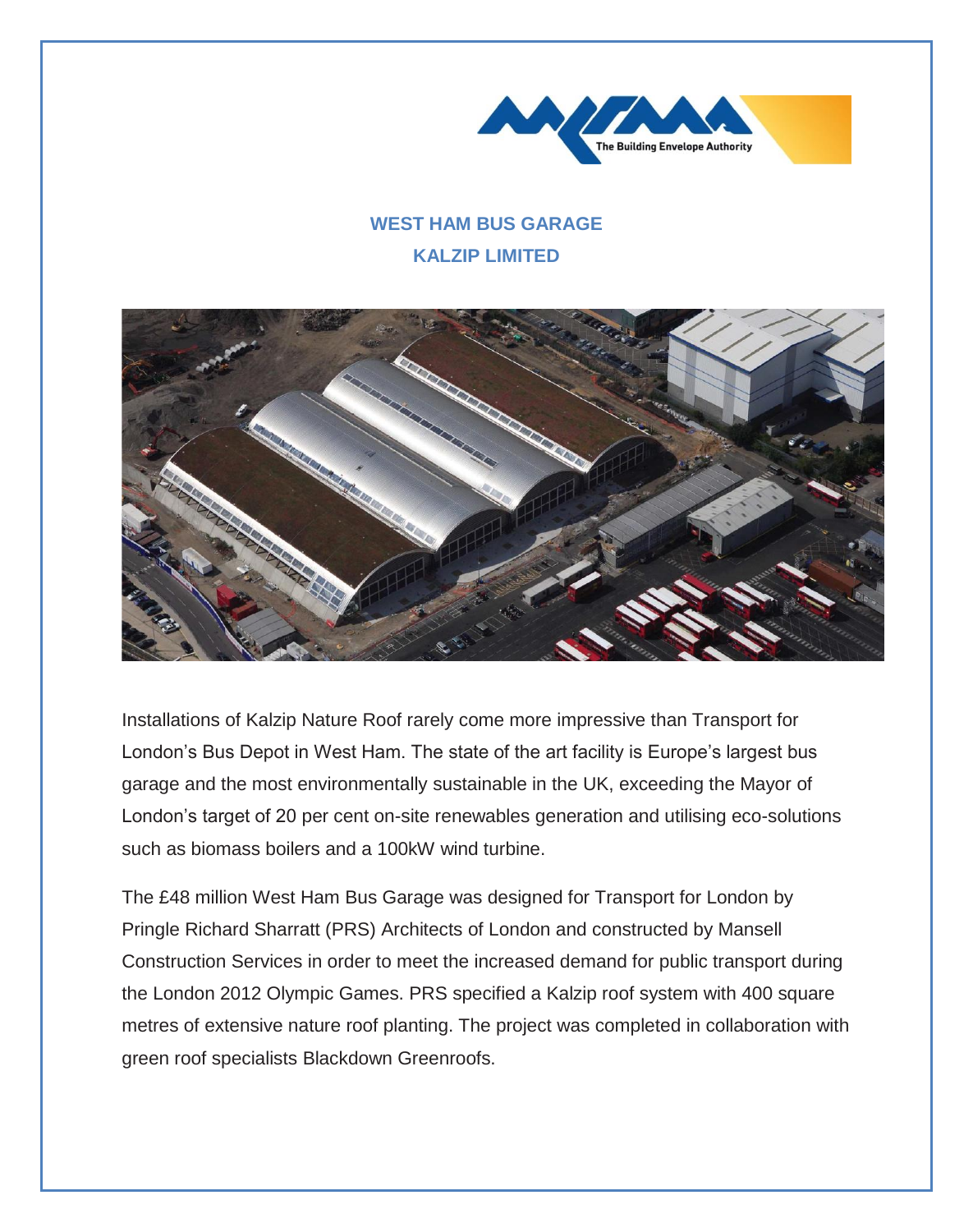## WEST HAM BUS GARAGE

## KALZIP LIMITED

Installations of Kalzip Nature Roof rarely come more impressive than Transport for London's Bus Depot in West Ham. The state of the art facility is Europe's largest bus garage and the most environmentally sustainable in the UK, exceeding the Mayor of London's target of 20 per cent on-site renewables generation and utilising eco-solutions such as biomass boilers and a 100kW wind turbine.

The £48 million West Ham Bus Garage was designed for Transport for London by Pringle Richard Sharratt (PRS) Architects of London and constructed by Mansell Construction Services in order to meet the increased demand for public transport during the London 2012 Olympic Games. PRS specified a Kalzip roof system with 400 square metres of extensive nature roof planting. The project was completed in collaboration with green roof specialists Blackdown Greenroofs.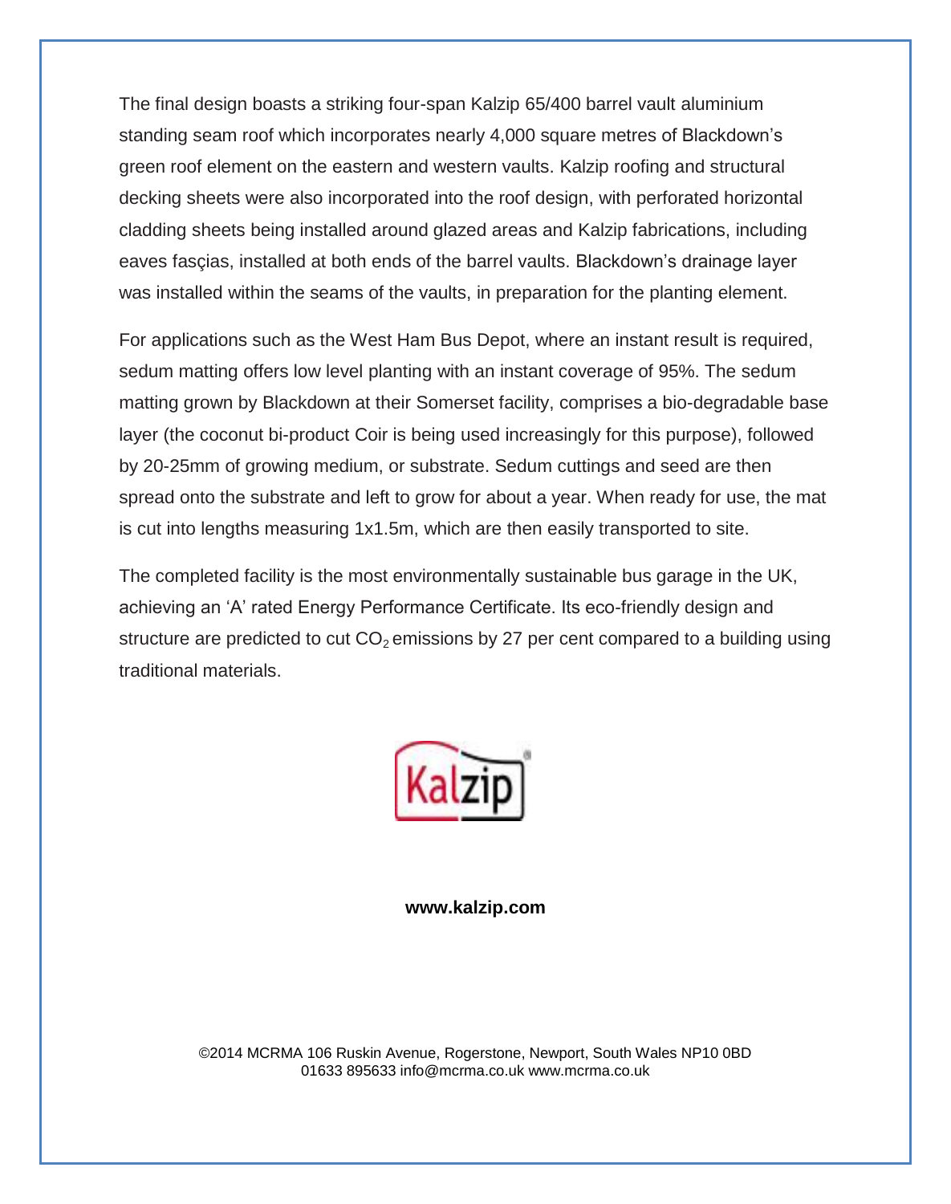The final design boasts a striking four-span Kalzip 65/400 barrel vault aluminium standing seam roof which incorporates nearly 4,000 square metres of Blackdown's green roof element on the eastern and western vaults. Kalzip roofing and structural decking sheets were also incorporated into the roof design, with perforated horizontal cladding sheets being installed around glazed areas and Kalzip fabrications, including eaves fasçias, installed at both ends of the barrel vaults. Blackdown's drainage layer was installed within the seams of the vaults, in preparation for the planting element.

For applications such as the West Ham Bus Depot, where an instant result is required, sedum matting offers low level planting with an instant coverage of 95%. The sedum matting grown by Blackdown at their Somerset facility, comprises a bio-degradable base layer (the coconut bi-product Coir is being used increasingly for this purpose), followed by 20-25mm of growing medium, or substrate. Sedum cuttings and seed are then spread onto the substrate and left to grow for about a year. When ready for use, the mat is cut into lengths measuring 1x1.5m, which are then easily transported to site.

The completed facility is the most environmentally sustainable bus garage in the UK, achieving an 'A' rated Energy Performance Certificate. Its eco-friendly design and structure are predicted to cut $CO_2$ emissions by 27 per cent compared to a building using traditional materials.

Kalzip

**www.kalzip.com**

©2014 MCRMA 106 Ruskin Avenue, Rogerstone, Newport, South Wales NP10 0BD
01633 895633 info@mcrma.co.uk www.mcrma.co.uk